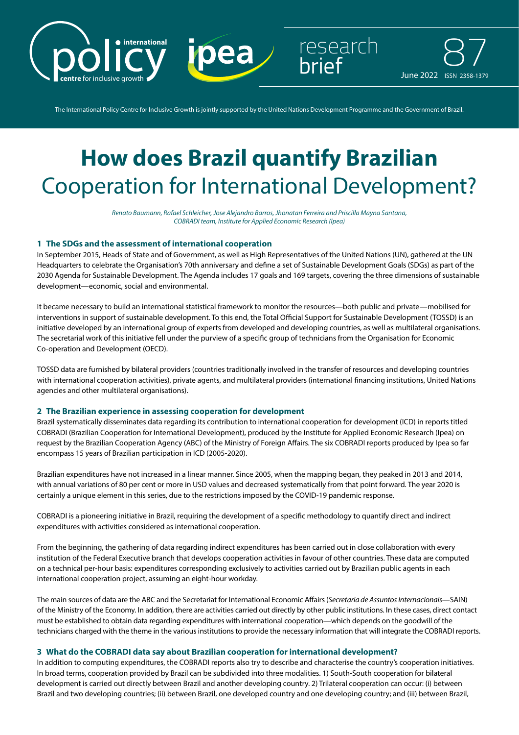policy centre for inclusive growth ipea research brief 87 June 2022 ISSN 2358-1379

The International Policy Centre for Inclusive Growth is jointly supported by the United Nations Development Programme and the Government of Brazil.

# How does Brazil quantify Brazilian Cooperation for International Development?

*Renato Baumann, Rafael Schleicher, Jose Alejandro Barros, Jhonatan Ferreira and Priscilla Mayna Santana, COBRADI team, Institute for Applied Economic Research (Ipea)*

## 1 The SDGs and the assessment of international cooperation

In September 2015, Heads of State and of Government, as well as High Representatives of the United Nations (UN), gathered at the UN Headquarters to celebrate the Organisation's 70th anniversary and define a set of Sustainable Development Goals (SDGs) as part of the 2030 Agenda for Sustainable Development. The Agenda includes 17 goals and 169 targets, covering the three dimensions of sustainable development—economic, social and environmental.

It became necessary to build an international statistical framework to monitor the resources—both public and private—mobilised for interventions in support of sustainable development. To this end, the Total Official Support for Sustainable Development (TOSSD) is an initiative developed by an international group of experts from developed and developing countries, as well as multilateral organisations. The secretarial work of this initiative fell under the purview of a specific group of technicians from the Organisation for Economic Co-operation and Development (OECD).

TOSSD data are furnished by bilateral providers (countries traditionally involved in the transfer of resources and developing countries with international cooperation activities), private agents, and multilateral providers (international financing institutions, United Nations agencies and other multilateral organisations).

## 2 The Brazilian experience in assessing cooperation for development

Brazil systematically disseminates data regarding its contribution to international cooperation for development (ICD) in reports titled COBRADI (Brazilian Cooperation for International Development), produced by the Institute for Applied Economic Research (Ipea) on request by the Brazilian Cooperation Agency (ABC) of the Ministry of Foreign Affairs. The six COBRADI reports produced by Ipea so far encompass 15 years of Brazilian participation in ICD (2005-2020).

Brazilian expenditures have not increased in a linear manner. Since 2005, when the mapping began, they peaked in 2013 and 2014, with annual variations of 80 per cent or more in USD values and decreased systematically from that point forward. The year 2020 is certainly a unique element in this series, due to the restrictions imposed by the COVID-19 pandemic response.

COBRADI is a pioneering initiative in Brazil, requiring the development of a specific methodology to quantify direct and indirect expenditures with activities considered as international cooperation.

From the beginning, the gathering of data regarding indirect expenditures has been carried out in close collaboration with every institution of the Federal Executive branch that develops cooperation activities in favour of other countries. These data are computed on a technical per-hour basis: expenditures corresponding exclusively to activities carried out by Brazilian public agents in each international cooperation project, assuming an eight-hour workday.

The main sources of data are the ABC and the Secretariat for International Economic Affairs (*Secretaria de Assuntos Internacionais*—SAIN) of the Ministry of the Economy. In addition, there are activities carried out directly by other public institutions. In these cases, direct contact must be established to obtain data regarding expenditures with international cooperation—which depends on the goodwill of the technicians charged with the theme in the various institutions to provide the necessary information that will integrate the COBRADI reports.

## 3 What do the COBRADI data say about Brazilian cooperation for international development?

In addition to computing expenditures, the COBRADI reports also try to describe and characterise the country's cooperation initiatives. In broad terms, cooperation provided by Brazil can be subdivided into three modalities. 1) South-South cooperation for bilateral development is carried out directly between Brazil and another developing country. 2) Trilateral cooperation can occur: (i) between Brazil and two developing countries; (ii) between Brazil, one developed country and one developing country; and (iii) between Brazil,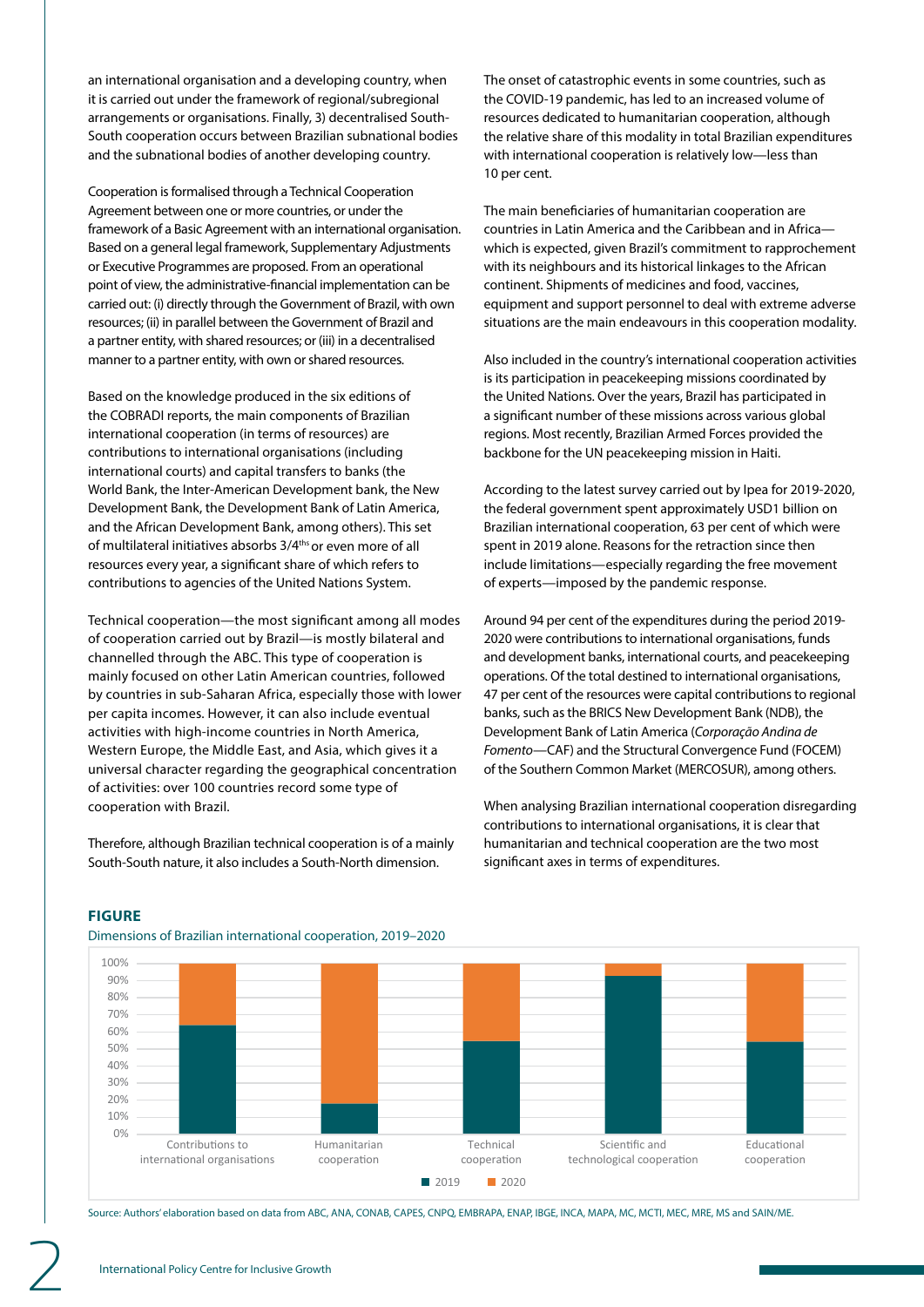an international organisation and a developing country, when it is carried out under the framework of regional/subregional arrangements or organisations. Finally, 3) decentralised South-South cooperation occurs between Brazilian subnational bodies and the subnational bodies of another developing country.

Cooperation is formalised through a Technical Cooperation Agreement between one or more countries, or under the framework of a Basic Agreement with an international organisation. Based on a general legal framework, Supplementary Adjustments or Executive Programmes are proposed. From an operational point of view, the administrative-financial implementation can be carried out: (i) directly through the Government of Brazil, with own resources; (ii) in parallel between the Government of Brazil and a partner entity, with shared resources; or (iii) in a decentralised manner to a partner entity, with own or shared resources.

Based on the knowledge produced in the six editions of the COBRADI reports, the main components of Brazilian international cooperation (in terms of resources) are contributions to international organisations (including international courts) and capital transfers to banks (the World Bank, the Inter-American Development bank, the New Development Bank, the Development Bank of Latin America, and the African Development Bank, among others). This set of multilateral initiatives absorbs 3/4[ths] or even more of all resources every year, a significant share of which refers to contributions to agencies of the United Nations System.

Technical cooperation—the most significant among all modes of cooperation carried out by Brazil—is mostly bilateral and channelled through the ABC. This type of cooperation is mainly focused on other Latin American countries, followed by countries in sub-Saharan Africa, especially those with lower per capita incomes. However, it can also include eventual activities with high-income countries in North America, Western Europe, the Middle East, and Asia, which gives it a universal character regarding the geographical concentration of activities: over 100 countries record some type of cooperation with Brazil.

Therefore, although Brazilian technical cooperation is of a mainly South-South nature, it also includes a South-North dimension.

The onset of catastrophic events in some countries, such as the COVID-19 pandemic, has led to an increased volume of resources dedicated to humanitarian cooperation, although the relative share of this modality in total Brazilian expenditures with international cooperation is relatively low—less than 10 per cent.

The main beneficiaries of humanitarian cooperation are countries in Latin America and the Caribbean and in Africa—which is expected, given Brazil's commitment to rapprochement with its neighbours and its historical linkages to the African continent. Shipments of medicines and food, vaccines, equipment and support personnel to deal with extreme adverse situations are the main endeavours in this cooperation modality.

Also included in the country's international cooperation activities is its participation in peacekeeping missions coordinated by the United Nations. Over the years, Brazil has participated in a significant number of these missions across various global regions. Most recently, Brazilian Armed Forces provided the backbone for the UN peacekeeping mission in Haiti.

According to the latest survey carried out by Ipea for 2019-2020, the federal government spent approximately USD1 billion on Brazilian international cooperation, 63 per cent of which were spent in 2019 alone. Reasons for the retraction since then include limitations—especially regarding the free movement of experts—imposed by the pandemic response.

Around 94 per cent of the expenditures during the period 2019-2020 were contributions to international organisations, funds and development banks, international courts, and peacekeeping operations. Of the total destined to international organisations, 47 per cent of the resources were capital contributions to regional banks, such as the BRICS New Development Bank (NDB), the Development Bank of Latin America (*Corporação Andina de Fomento*—CAF) and the Structural Convergence Fund (FOCEM) of the Southern Common Market (MERCOSUR), among others.

When analysing Brazilian international cooperation disregarding contributions to international organisations, it is clear that humanitarian and technical cooperation are the two most significant axes in terms of expenditures.

**FIGURE**

Dimensions of Brazilian international cooperation, 2019–2020

| Dimension | 2019 | 2020 |
|---|---|---|
| Contributions to international organisations | ~64% | ~36% |
| Humanitarian cooperation | ~18% | ~82% |
| Technical cooperation | ~55% | ~45% |
| Scientific and technological cooperation | ~93% | ~7% |
| Educational cooperation | ~54% | ~46% |

Source: Authors' elaboration based on data from ABC, ANA, CONAB, CAPES, CNPQ, EMBRAPA, ENAP, IBGE, INCA, MAPA, MC, MCTI, MEC, MRE, MS and SAIN/ME.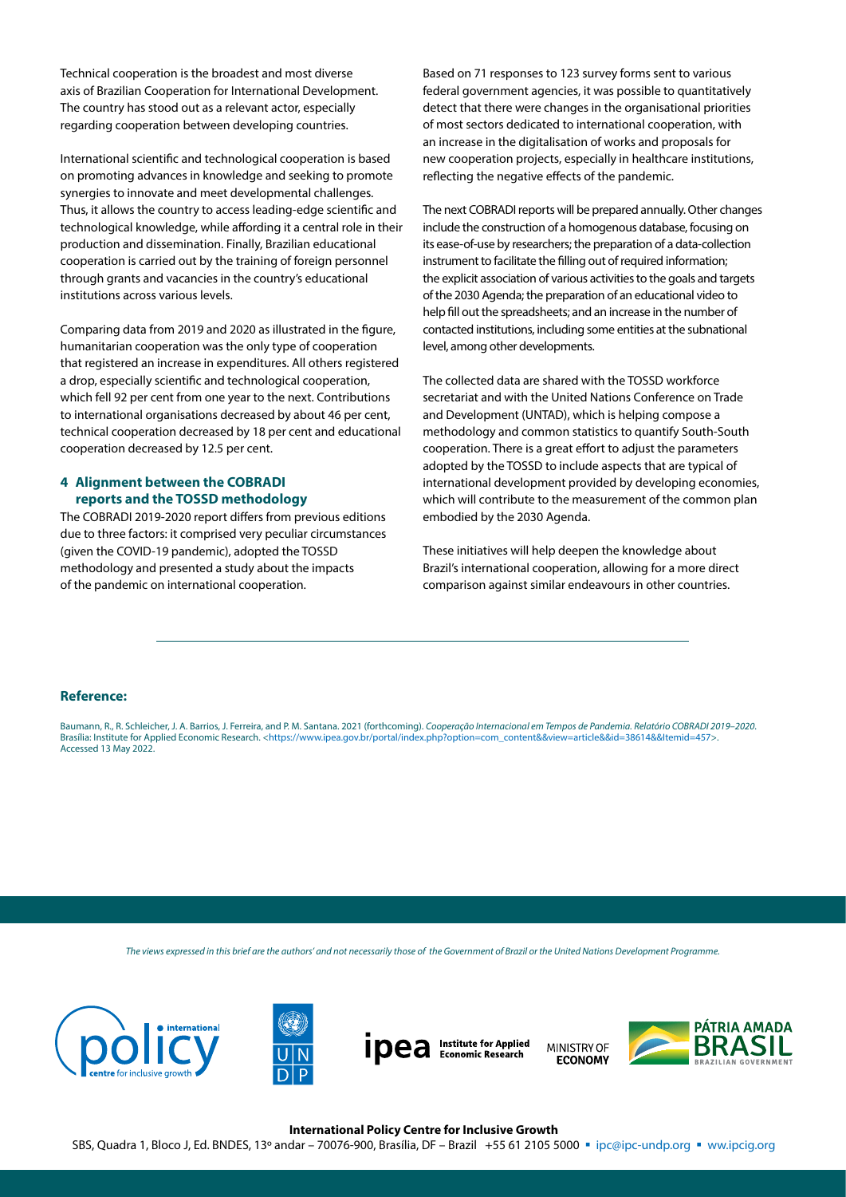Technical cooperation is the broadest and most diverse axis of Brazilian Cooperation for International Development. The country has stood out as a relevant actor, especially regarding cooperation between developing countries.

International scientific and technological cooperation is based on promoting advances in knowledge and seeking to promote synergies to innovate and meet developmental challenges. Thus, it allows the country to access leading-edge scientific and technological knowledge, while affording it a central role in their production and dissemination. Finally, Brazilian educational cooperation is carried out by the training of foreign personnel through grants and vacancies in the country's educational institutions across various levels.

Comparing data from 2019 and 2020 as illustrated in the figure, humanitarian cooperation was the only type of cooperation that registered an increase in expenditures. All others registered a drop, especially scientific and technological cooperation, which fell 92 per cent from one year to the next. Contributions to international organisations decreased by about 46 per cent, technical cooperation decreased by 18 per cent and educational cooperation decreased by 12.5 per cent.

## 4 Alignment between the COBRADI reports and the TOSSD methodology

The COBRADI 2019-2020 report differs from previous editions due to three factors: it comprised very peculiar circumstances (given the COVID-19 pandemic), adopted the TOSSD methodology and presented a study about the impacts of the pandemic on international cooperation.

Based on 71 responses to 123 survey forms sent to various federal government agencies, it was possible to quantitatively detect that there were changes in the organisational priorities of most sectors dedicated to international cooperation, with an increase in the digitalisation of works and proposals for new cooperation projects, especially in healthcare institutions, reflecting the negative effects of the pandemic.

The next COBRADI reports will be prepared annually. Other changes include the construction of a homogenous database, focusing on its ease-of-use by researchers; the preparation of a data-collection instrument to facilitate the filling out of required information; the explicit association of various activities to the goals and targets of the 2030 Agenda; the preparation of an educational video to help fill out the spreadsheets; and an increase in the number of contacted institutions, including some entities at the subnational level, among other developments.

The collected data are shared with the TOSSD workforce secretariat and with the United Nations Conference on Trade and Development (UNTAD), which is helping compose a methodology and common statistics to quantify South-South cooperation. There is a great effort to adjust the parameters adopted by the TOSSD to include aspects that are typical of international development provided by developing economies, which will contribute to the measurement of the common plan embodied by the 2030 Agenda.

These initiatives will help deepen the knowledge about Brazil's international cooperation, allowing for a more direct comparison against similar endeavours in other countries.

---

**Reference:**

Baumann, R., R. Schleicher, J. A. Barrios, J. Ferreira, and P. M. Santana. 2021 (forthcoming). *Cooperação Internacional em Tempos de Pandemia. Relatório COBRADI 2019–2020.* Brasília: Institute for Applied Economic Research. <https://www.ipea.gov.br/portal/index.php?option=com_content&&view=article&&id=38614&&Itemid=457>. Accessed 13 May 2022.

*The views expressed in this brief are the authors' and not necessarily those of the Government of Brazil or the United Nations Development Programme.*

**International Policy Centre for Inclusive Growth**

SBS, Quadra 1, Bloco J, Ed. BNDES, 13º andar – 70076-900, Brasília, DF – Brazil +55 61 2105 5000 ▪ ipc@ipc-undp.org ▪ ww.ipcig.org